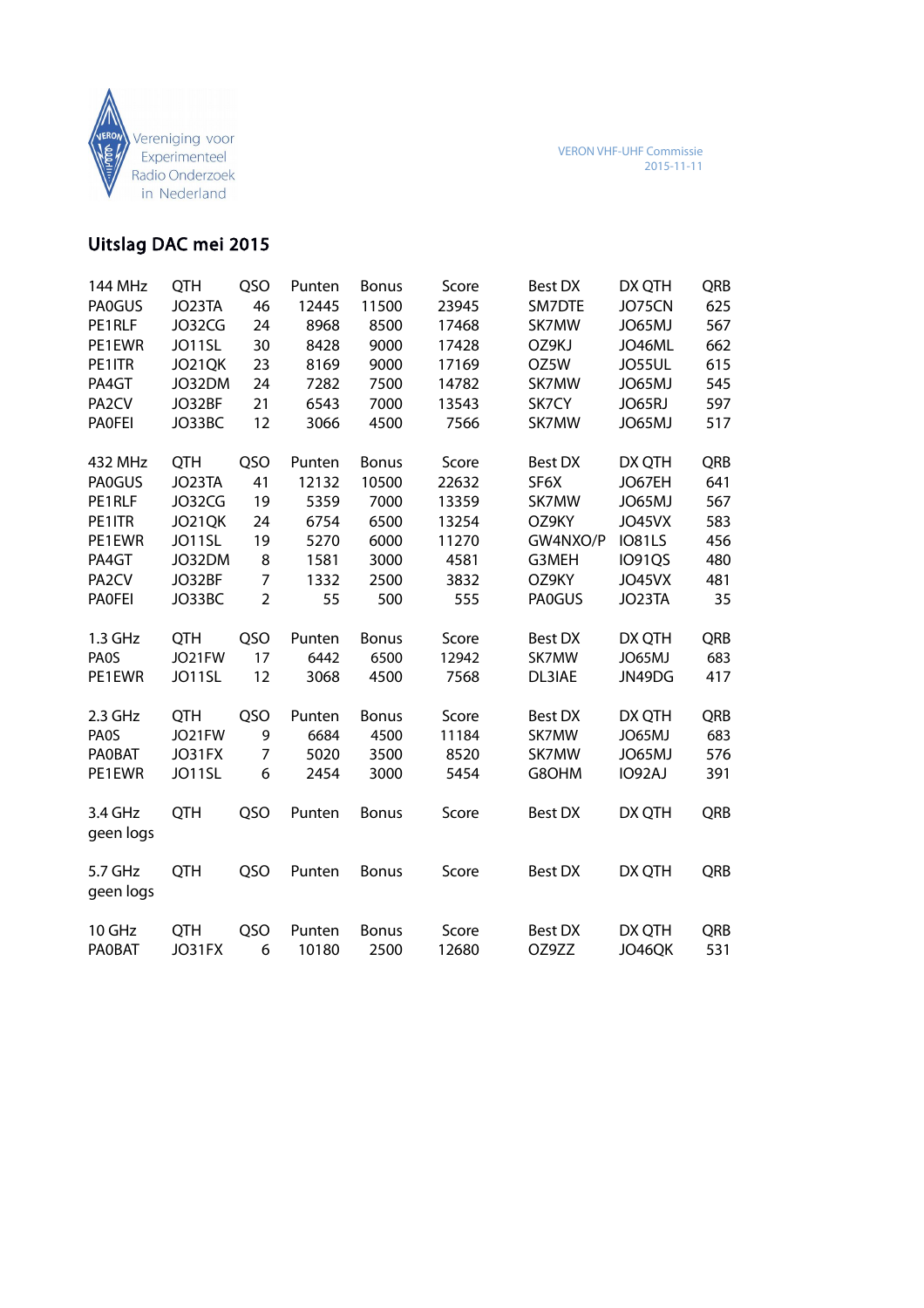Vereniging voor Experimenteel Radio Onderzoek in Nederland

VERON VHF-UHF Commissie
2015-11-11

## Uitslag DAC mei 2015

| 144 MHz | QTH | QSO | Punten | Bonus | Score | Best DX | DX QTH | QRB |
|---|---|---|---|---|---|---|---|---|
| PA0GUS | JO23TA | 46 | 12445 | 11500 | 23945 | SM7DTE | JO75CN | 625 |
| PE1RLF | JO32CG | 24 | 8968 | 8500 | 17468 | SK7MW | JO65MJ | 567 |
| PE1EWR | JO11SL | 30 | 8428 | 9000 | 17428 | OZ9KJ | JO46ML | 662 |
| PE1ITR | JO21QK | 23 | 8169 | 9000 | 17169 | OZ5W | JO55UL | 615 |
| PA4GT | JO32DM | 24 | 7282 | 7500 | 14782 | SK7MW | JO65MJ | 545 |
| PA2CV | JO32BF | 21 | 6543 | 7000 | 13543 | SK7CY | JO65RJ | 597 |
| PA0FEI | JO33BC | 12 | 3066 | 4500 | 7566 | SK7MW | JO65MJ | 517 |

| 432 MHz | QTH | QSO | Punten | Bonus | Score | Best DX | DX QTH | QRB |
|---|---|---|---|---|---|---|---|---|
| PA0GUS | JO23TA | 41 | 12132 | 10500 | 22632 | SF6X | JO67EH | 641 |
| PE1RLF | JO32CG | 19 | 5359 | 7000 | 13359 | SK7MW | JO65MJ | 567 |
| PE1ITR | JO21QK | 24 | 6754 | 6500 | 13254 | OZ9KY | JO45VX | 583 |
| PE1EWR | JO11SL | 19 | 5270 | 6000 | 11270 | GW4NXO/P | IO81LS | 456 |
| PA4GT | JO32DM | 8 | 1581 | 3000 | 4581 | G3MEH | IO91QS | 480 |
| PA2CV | JO32BF | 7 | 1332 | 2500 | 3832 | OZ9KY | JO45VX | 481 |
| PA0FEI | JO33BC | 2 | 55 | 500 | 555 | PA0GUS | JO23TA | 35 |

| 1.3 GHz | QTH | QSO | Punten | Bonus | Score | Best DX | DX QTH | QRB |
|---|---|---|---|---|---|---|---|---|
| PA0S | JO21FW | 17 | 6442 | 6500 | 12942 | SK7MW | JO65MJ | 683 |
| PE1EWR | JO11SL | 12 | 3068 | 4500 | 7568 | DL3IAE | JN49DG | 417 |

| 2.3 GHz | QTH | QSO | Punten | Bonus | Score | Best DX | DX QTH | QRB |
|---|---|---|---|---|---|---|---|---|
| PA0S | JO21FW | 9 | 6684 | 4500 | 11184 | SK7MW | JO65MJ | 683 |
| PA0BAT | JO31FX | 7 | 5020 | 3500 | 8520 | SK7MW | JO65MJ | 576 |
| PE1EWR | JO11SL | 6 | 2454 | 3000 | 5454 | G8OHM | IO92AJ | 391 |

| 3.4 GHz | QTH | QSO | Punten | Bonus | Score | Best DX | DX QTH | QRB |
|---|---|---|---|---|---|---|---|---|
| geen logs | | | | | | | | |

| 5.7 GHz | QTH | QSO | Punten | Bonus | Score | Best DX | DX QTH | QRB |
|---|---|---|---|---|---|---|---|---|
| geen logs | | | | | | | | |

| 10 GHz | QTH | QSO | Punten | Bonus | Score | Best DX | DX QTH | QRB |
|---|---|---|---|---|---|---|---|---|
| PA0BAT | JO31FX | 6 | 10180 | 2500 | 12680 | OZ9ZZ | JO46QK | 531 |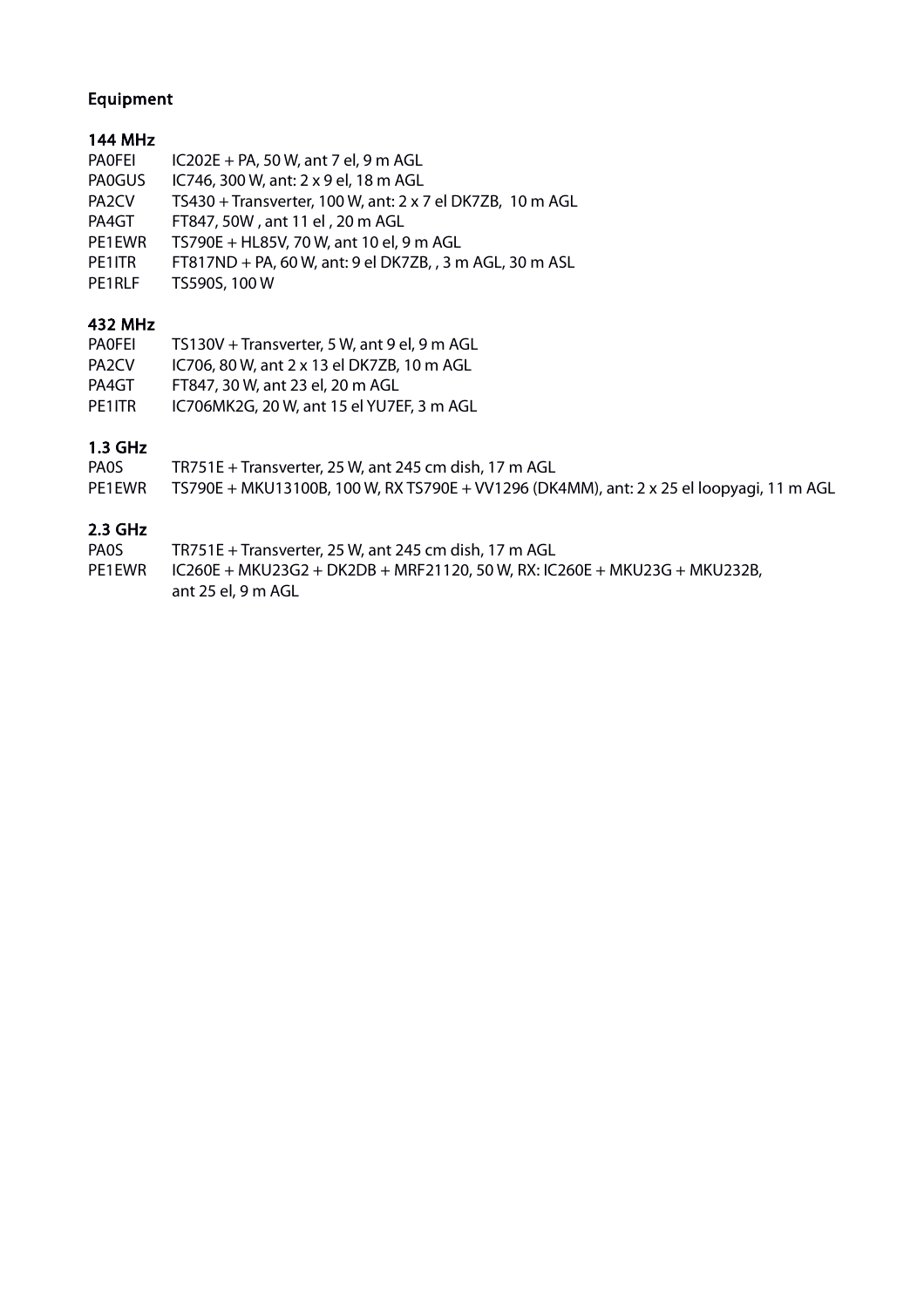## Equipment

### 144 MHz

| | |
|---|---|
| PA0FEI | IC202E + PA, 50 W, ant 7 el, 9 m AGL |
| PA0GUS | IC746, 300 W, ant: 2 x 9 el, 18 m AGL |
| PA2CV | TS430 + Transverter, 100 W, ant: 2 x 7 el DK7ZB, 10 m AGL |
| PA4GT | FT847, 50W , ant 11 el , 20 m AGL |
| PE1EWR | TS790E + HL85V, 70 W, ant 10 el, 9 m AGL |
| PE1ITR | FT817ND + PA, 60 W, ant: 9 el DK7ZB, , 3 m AGL, 30 m ASL |
| PE1RLF | TS590S, 100 W |

### 432 MHz

| | |
|---|---|
| PA0FEI | TS130V + Transverter, 5 W, ant 9 el, 9 m AGL |
| PA2CV | IC706, 80 W, ant 2 x 13 el DK7ZB, 10 m AGL |
| PA4GT | FT847, 30 W, ant 23 el, 20 m AGL |
| PE1ITR | IC706MK2G, 20 W, ant 15 el YU7EF, 3 m AGL |

### 1.3 GHz

| | |
|---|---|
| PA0S | TR751E + Transverter, 25 W, ant 245 cm dish, 17 m AGL |
| PE1EWR | TS790E + MKU13100B, 100 W, RX TS790E + VV1296 (DK4MM), ant: 2 x 25 el loopyagi, 11 m AGL |

### 2.3 GHz

| | |
|---|---|
| PA0S | TR751E + Transverter, 25 W, ant 245 cm dish, 17 m AGL |
| PE1EWR | IC260E + MKU23G2 + DK2DB + MRF21120, 50 W, RX: IC260E + MKU23G + MKU232B, ant 25 el, 9 m AGL |